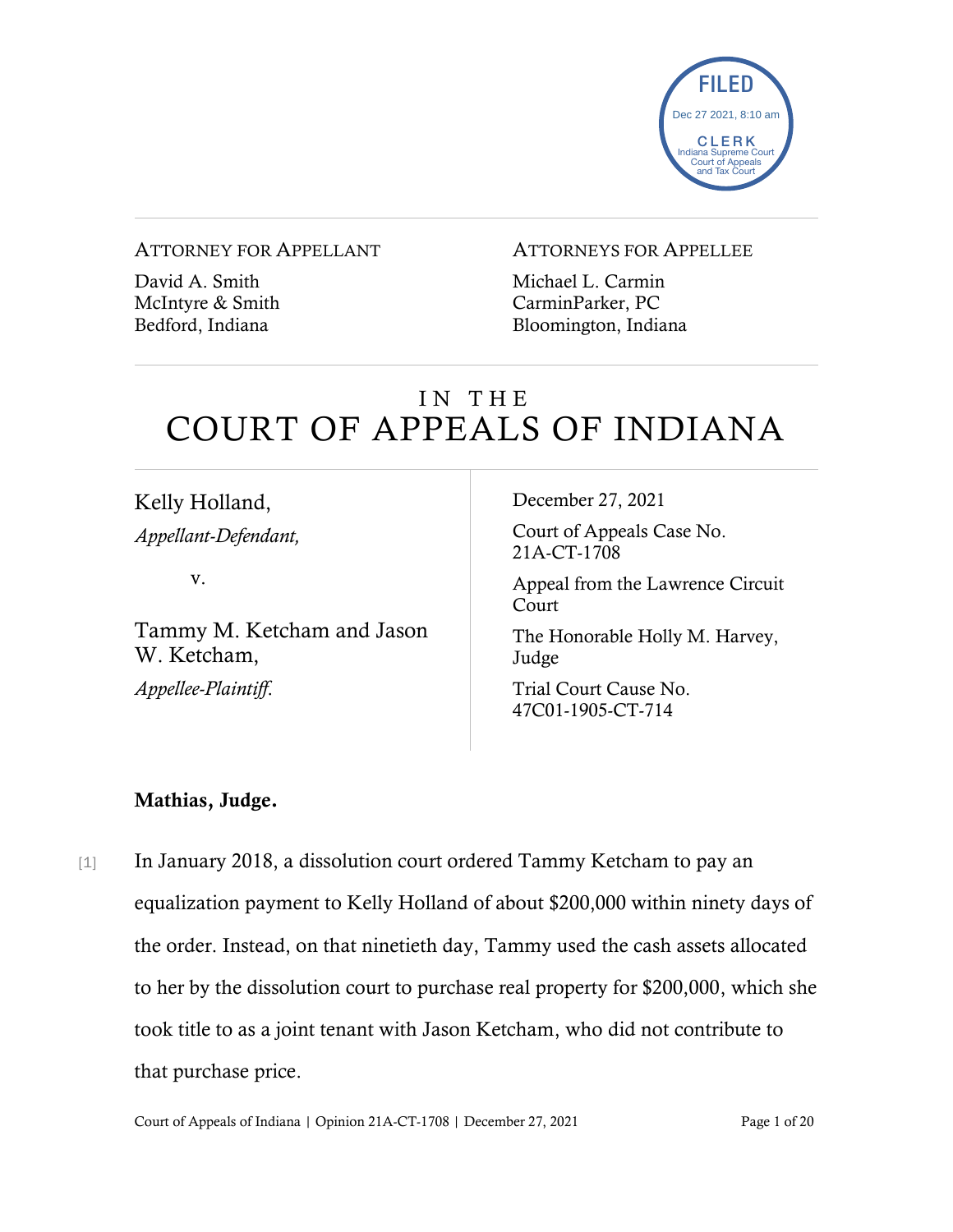FILED
Dec 27 2021, 8:10 am
CLERK
Indiana Supreme Court
Court of Appeals
and Tax Court

ATTORNEY FOR APPELLANT

David A. Smith
McIntyre & Smith
Bedford, Indiana

ATTORNEYS FOR APPELLEE

Michael L. Carmin
CarminParker, PC
Bloomington, Indiana

# IN THE COURT OF APPEALS OF INDIANA

Kelly Holland,
*Appellant-Defendant,*

v.

Tammy M. Ketcham and Jason W. Ketcham,
*Appellee-Plaintiff.*

December 27, 2021

Court of Appeals Case No. 21A-CT-1708

Appeal from the Lawrence Circuit Court

The Honorable Holly M. Harvey, Judge

Trial Court Cause No. 47C01-1905-CT-714

**Mathias, Judge.**

[1] In January 2018, a dissolution court ordered Tammy Ketcham to pay an equalization payment to Kelly Holland of about $200,000 within ninety days of the order. Instead, on that ninetieth day, Tammy used the cash assets allocated to her by the dissolution court to purchase real property for $200,000, which she took title to as a joint tenant with Jason Ketcham, who did not contribute to that purchase price.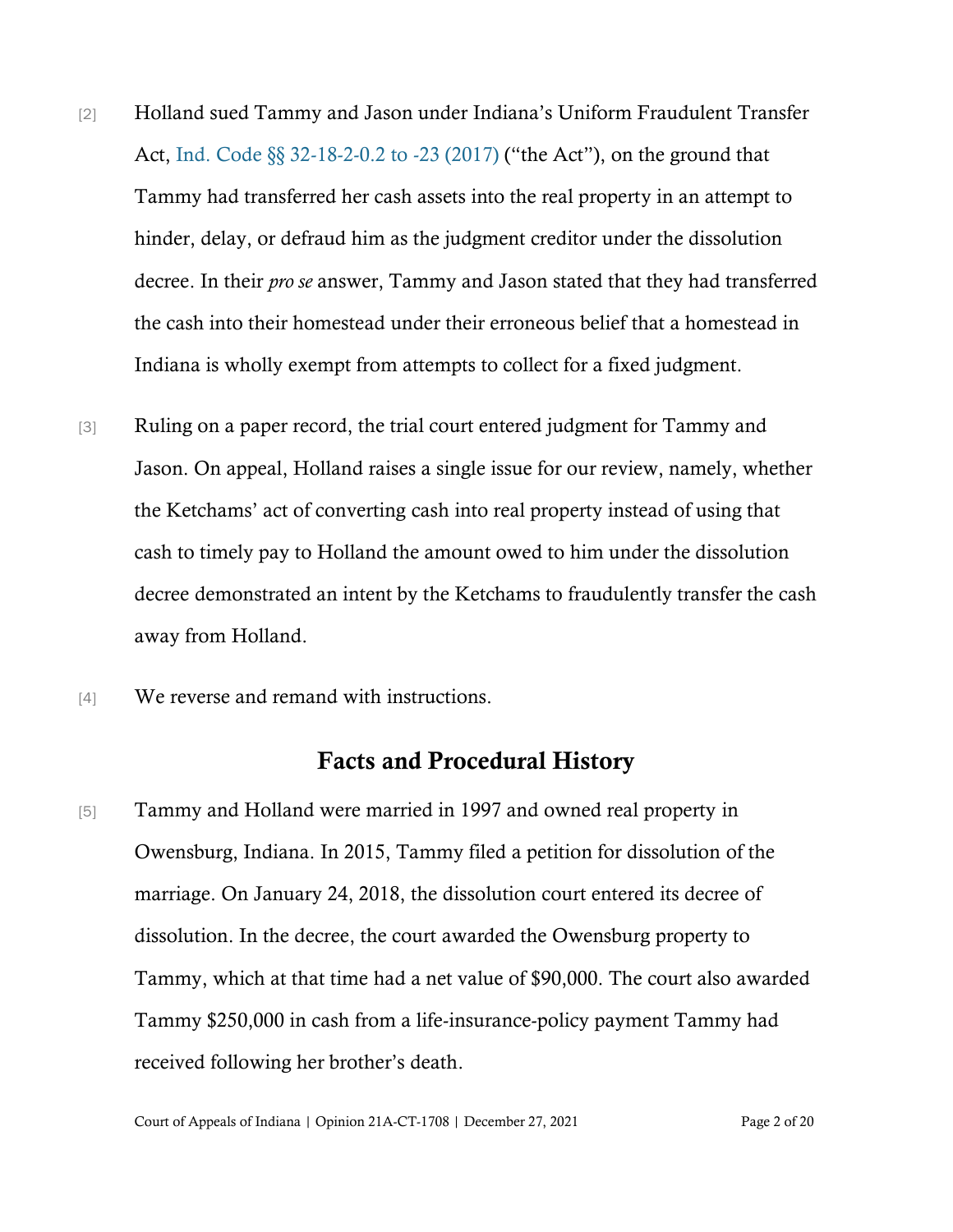[2] Holland sued Tammy and Jason under Indiana's Uniform Fraudulent Transfer Act, Ind. Code §§ 32-18-2-0.2 to -23 (2017) ("the Act"), on the ground that Tammy had transferred her cash assets into the real property in an attempt to hinder, delay, or defraud him as the judgment creditor under the dissolution decree. In their *pro se* answer, Tammy and Jason stated that they had transferred the cash into their homestead under their erroneous belief that a homestead in Indiana is wholly exempt from attempts to collect for a fixed judgment.

[3] Ruling on a paper record, the trial court entered judgment for Tammy and Jason. On appeal, Holland raises a single issue for our review, namely, whether the Ketchams' act of converting cash into real property instead of using that cash to timely pay to Holland the amount owed to him under the dissolution decree demonstrated an intent by the Ketchams to fraudulently transfer the cash away from Holland.

[4] We reverse and remand with instructions.

## Facts and Procedural History

[5] Tammy and Holland were married in 1997 and owned real property in Owensburg, Indiana. In 2015, Tammy filed a petition for dissolution of the marriage. On January 24, 2018, the dissolution court entered its decree of dissolution. In the decree, the court awarded the Owensburg property to Tammy, which at that time had a net value of $90,000. The court also awarded Tammy $250,000 in cash from a life-insurance-policy payment Tammy had received following her brother's death.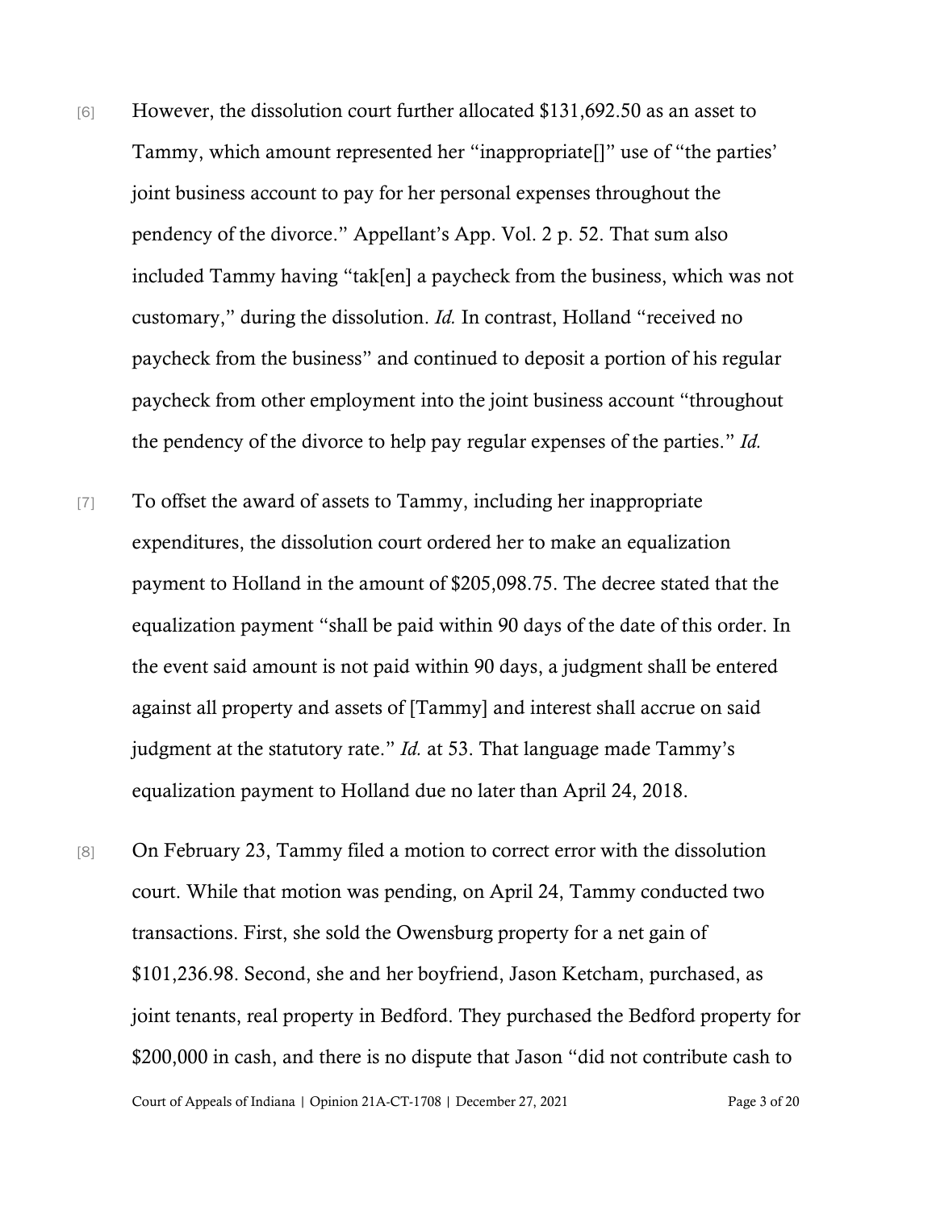[6] However, the dissolution court further allocated $131,692.50 as an asset to Tammy, which amount represented her "inappropriate[]" use of "the parties' joint business account to pay for her personal expenses throughout the pendency of the divorce." Appellant's App. Vol. 2 p. 52. That sum also included Tammy having "tak[en] a paycheck from the business, which was not customary," during the dissolution. *Id.* In contrast, Holland "received no paycheck from the business" and continued to deposit a portion of his regular paycheck from other employment into the joint business account "throughout the pendency of the divorce to help pay regular expenses of the parties." *Id.*

[7] To offset the award of assets to Tammy, including her inappropriate expenditures, the dissolution court ordered her to make an equalization payment to Holland in the amount of $205,098.75. The decree stated that the equalization payment "shall be paid within 90 days of the date of this order. In the event said amount is not paid within 90 days, a judgment shall be entered against all property and assets of [Tammy] and interest shall accrue on said judgment at the statutory rate." *Id.* at 53. That language made Tammy's equalization payment to Holland due no later than April 24, 2018.

[8] On February 23, Tammy filed a motion to correct error with the dissolution court. While that motion was pending, on April 24, Tammy conducted two transactions. First, she sold the Owensburg property for a net gain of $101,236.98. Second, she and her boyfriend, Jason Ketcham, purchased, as joint tenants, real property in Bedford. They purchased the Bedford property for $200,000 in cash, and there is no dispute that Jason "did not contribute cash to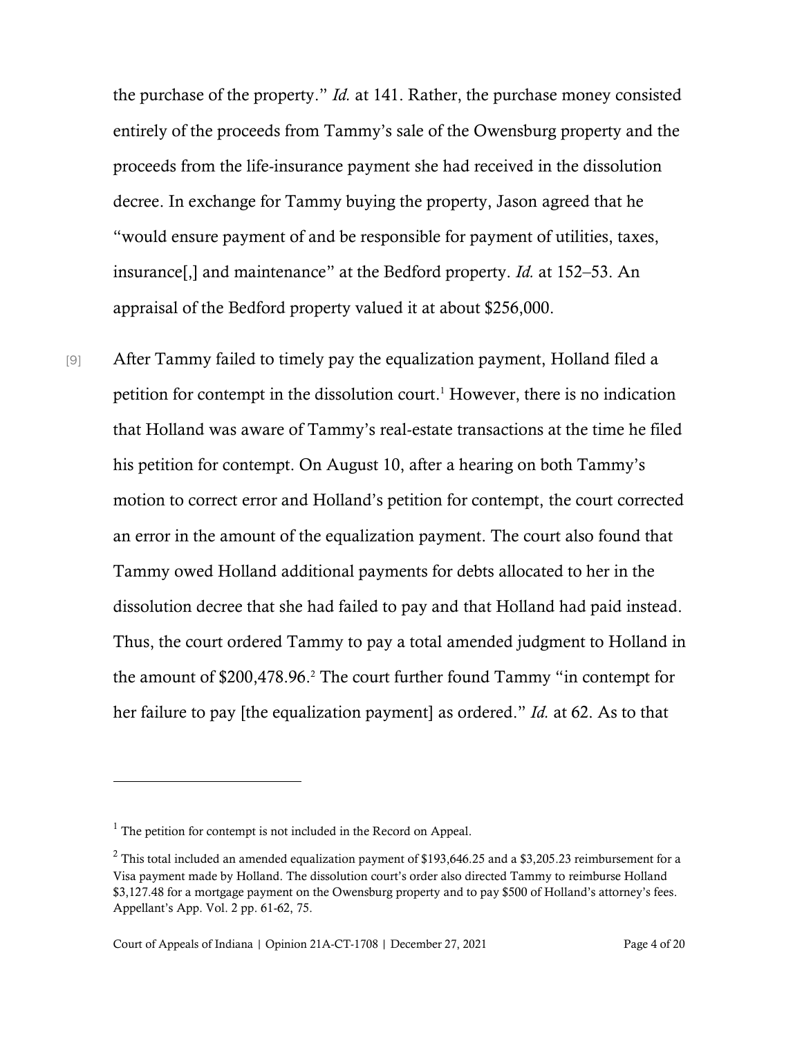the purchase of the property." *Id.* at 141. Rather, the purchase money consisted entirely of the proceeds from Tammy's sale of the Owensburg property and the proceeds from the life-insurance payment she had received in the dissolution decree. In exchange for Tammy buying the property, Jason agreed that he "would ensure payment of and be responsible for payment of utilities, taxes, insurance[,] and maintenance" at the Bedford property. *Id.* at 152–53. An appraisal of the Bedford property valued it at about $256,000.

[9] After Tammy failed to timely pay the equalization payment, Holland filed a petition for contempt in the dissolution court.[1] However, there is no indication that Holland was aware of Tammy's real-estate transactions at the time he filed his petition for contempt. On August 10, after a hearing on both Tammy's motion to correct error and Holland's petition for contempt, the court corrected an error in the amount of the equalization payment. The court also found that Tammy owed Holland additional payments for debts allocated to her in the dissolution decree that she had failed to pay and that Holland had paid instead. Thus, the court ordered Tammy to pay a total amended judgment to Holland in the amount of $200,478.96.[2] The court further found Tammy "in contempt for her failure to pay [the equalization payment] as ordered." *Id.* at 62. As to that

---

[1] The petition for contempt is not included in the Record on Appeal.

[2] This total included an amended equalization payment of $193,646.25 and a $3,205.23 reimbursement for a Visa payment made by Holland. The dissolution court's order also directed Tammy to reimburse Holland $3,127.48 for a mortgage payment on the Owensburg property and to pay $500 of Holland's attorney's fees. Appellant's App. Vol. 2 pp. 61-62, 75.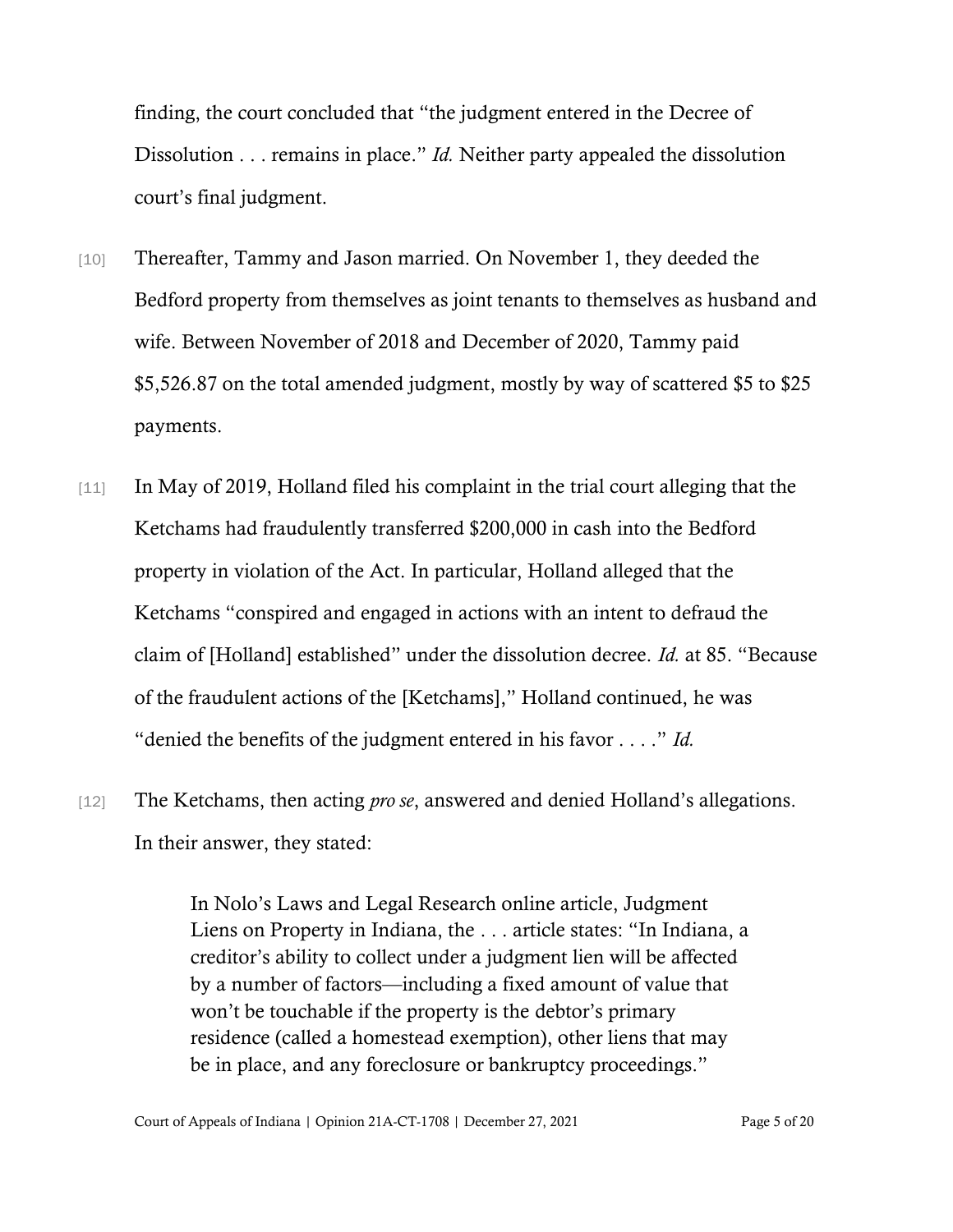finding, the court concluded that "the judgment entered in the Decree of Dissolution . . . remains in place." *Id.* Neither party appealed the dissolution court's final judgment.

[10] Thereafter, Tammy and Jason married. On November 1, they deeded the Bedford property from themselves as joint tenants to themselves as husband and wife. Between November of 2018 and December of 2020, Tammy paid $5,526.87 on the total amended judgment, mostly by way of scattered $5 to $25 payments.

[11] In May of 2019, Holland filed his complaint in the trial court alleging that the Ketchams had fraudulently transferred $200,000 in cash into the Bedford property in violation of the Act. In particular, Holland alleged that the Ketchams "conspired and engaged in actions with an intent to defraud the claim of [Holland] established" under the dissolution decree. *Id.* at 85. "Because of the fraudulent actions of the [Ketchams]," Holland continued, he was "denied the benefits of the judgment entered in his favor . . . ." *Id.*

[12] The Ketchams, then acting *pro se*, answered and denied Holland's allegations. In their answer, they stated:

> In Nolo's Laws and Legal Research online article, Judgment Liens on Property in Indiana, the . . . article states: "In Indiana, a creditor's ability to collect under a judgment lien will be affected by a number of factors—including a fixed amount of value that won't be touchable if the property is the debtor's primary residence (called a homestead exemption), other liens that may be in place, and any foreclosure or bankruptcy proceedings."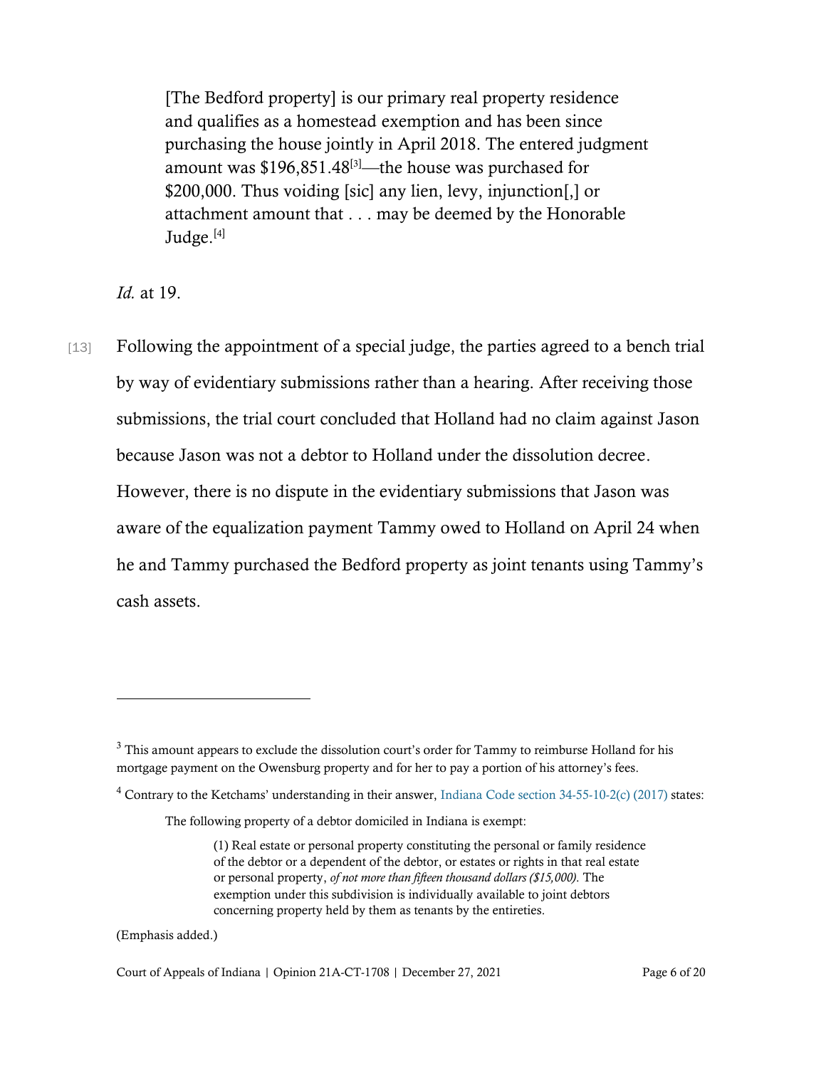> [The Bedford property] is our primary real property residence and qualifies as a homestead exemption and has been since purchasing the house jointly in April 2018. The entered judgment amount was $196,851.48[3]—the house was purchased for $200,000. Thus voiding [sic] any lien, levy, injunction[,] or attachment amount that . . . may be deemed by the Honorable Judge.[4]

*Id.* at 19.

[13] Following the appointment of a special judge, the parties agreed to a bench trial by way of evidentiary submissions rather than a hearing. After receiving those submissions, the trial court concluded that Holland had no claim against Jason because Jason was not a debtor to Holland under the dissolution decree. However, there is no dispute in the evidentiary submissions that Jason was aware of the equalization payment Tammy owed to Holland on April 24 when he and Tammy purchased the Bedford property as joint tenants using Tammy's cash assets.

---

[3] This amount appears to exclude the dissolution court's order for Tammy to reimburse Holland for his mortgage payment on the Owensburg property and for her to pay a portion of his attorney's fees.

[4] Contrary to the Ketchams' understanding in their answer, Indiana Code section 34-55-10-2(c) (2017) states:

> The following property of a debtor domiciled in Indiana is exempt:
>
> > (1) Real estate or personal property constituting the personal or family residence of the debtor or a dependent of the debtor, or estates or rights in that real estate or personal property, *of not more than fifteen thousand dollars ($15,000)*. The exemption under this subdivision is individually available to joint debtors concerning property held by them as tenants by the entireties.

(Emphasis added.)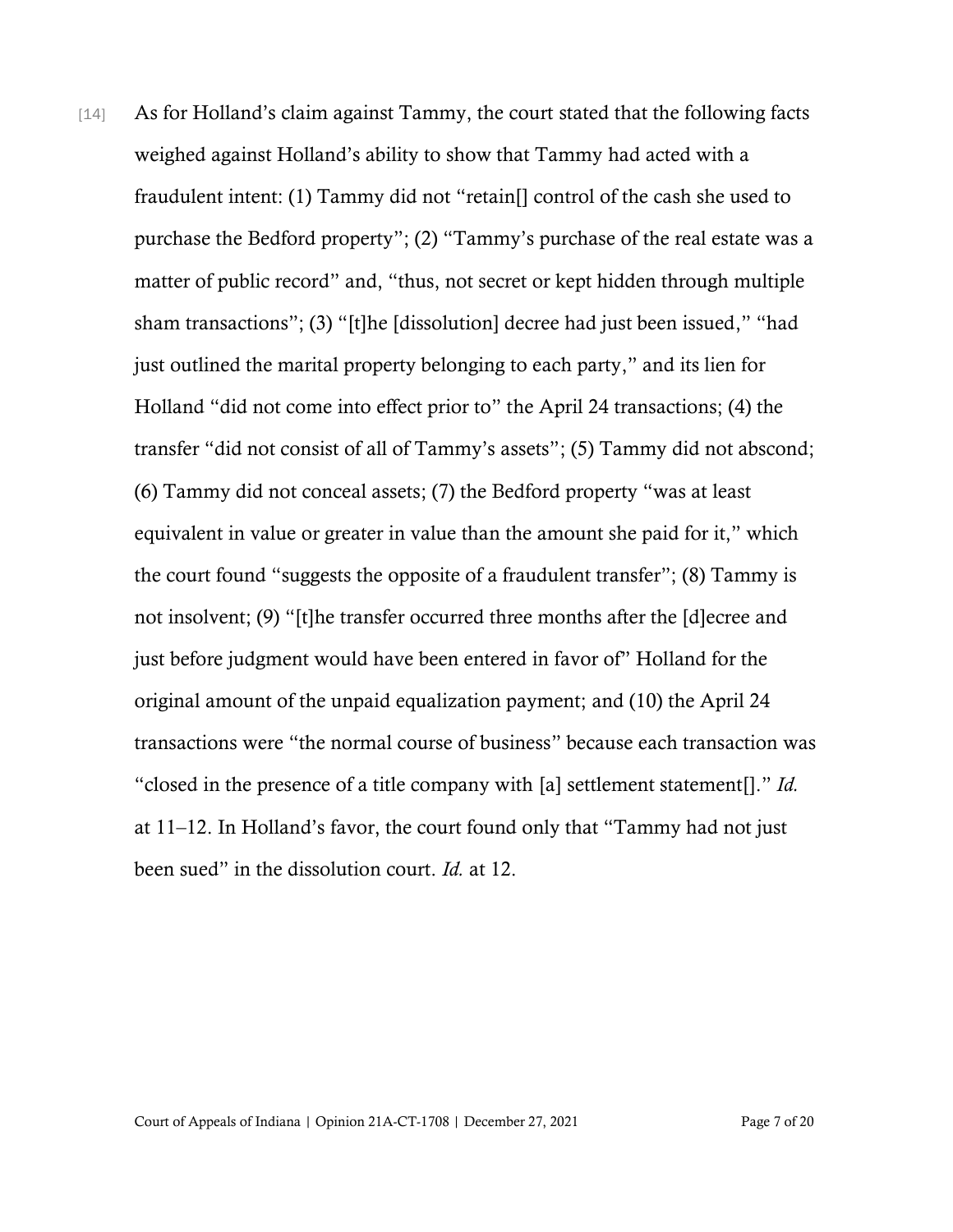[14] As for Holland's claim against Tammy, the court stated that the following facts weighed against Holland's ability to show that Tammy had acted with a fraudulent intent: (1) Tammy did not "retain[] control of the cash she used to purchase the Bedford property"; (2) "Tammy's purchase of the real estate was a matter of public record" and, "thus, not secret or kept hidden through multiple sham transactions"; (3) "[t]he [dissolution] decree had just been issued," "had just outlined the marital property belonging to each party," and its lien for Holland "did not come into effect prior to" the April 24 transactions; (4) the transfer "did not consist of all of Tammy's assets"; (5) Tammy did not abscond; (6) Tammy did not conceal assets; (7) the Bedford property "was at least equivalent in value or greater in value than the amount she paid for it," which the court found "suggests the opposite of a fraudulent transfer"; (8) Tammy is not insolvent; (9) "[t]he transfer occurred three months after the [d]ecree and just before judgment would have been entered in favor of" Holland for the original amount of the unpaid equalization payment; and (10) the April 24 transactions were "the normal course of business" because each transaction was "closed in the presence of a title company with [a] settlement statement[]." *Id.* at 11–12. In Holland's favor, the court found only that "Tammy had not just been sued" in the dissolution court. *Id.* at 12.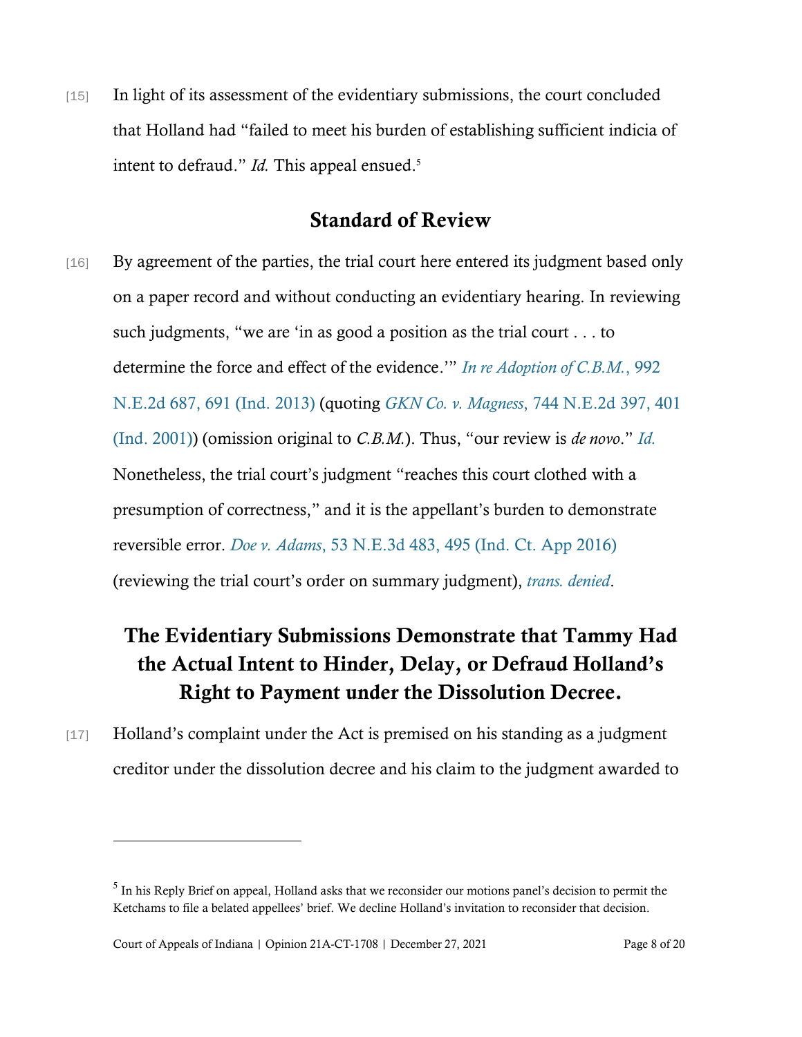[15] In light of its assessment of the evidentiary submissions, the court concluded that Holland had "failed to meet his burden of establishing sufficient indicia of intent to defraud." *Id.* This appeal ensued.[5]

## Standard of Review

[16] By agreement of the parties, the trial court here entered its judgment based only on a paper record and without conducting an evidentiary hearing. In reviewing such judgments, "we are 'in as good a position as the trial court . . . to determine the force and effect of the evidence.'" *In re Adoption of C.B.M.*, 992 N.E.2d 687, 691 (Ind. 2013) (quoting *GKN Co. v. Magness*, 744 N.E.2d 397, 401 (Ind. 2001)) (omission original to *C.B.M.*). Thus, "our review is *de novo*." *Id.* Nonetheless, the trial court's judgment "reaches this court clothed with a presumption of correctness," and it is the appellant's burden to demonstrate reversible error. *Doe v. Adams*, 53 N.E.3d 483, 495 (Ind. Ct. App 2016) (reviewing the trial court's order on summary judgment), *trans. denied*.

## The Evidentiary Submissions Demonstrate that Tammy Had the Actual Intent to Hinder, Delay, or Defraud Holland's Right to Payment under the Dissolution Decree.

[17] Holland's complaint under the Act is premised on his standing as a judgment creditor under the dissolution decree and his claim to the judgment awarded to

---

[5] In his Reply Brief on appeal, Holland asks that we reconsider our motions panel's decision to permit the Ketchams to file a belated appellees' brief. We decline Holland's invitation to reconsider that decision.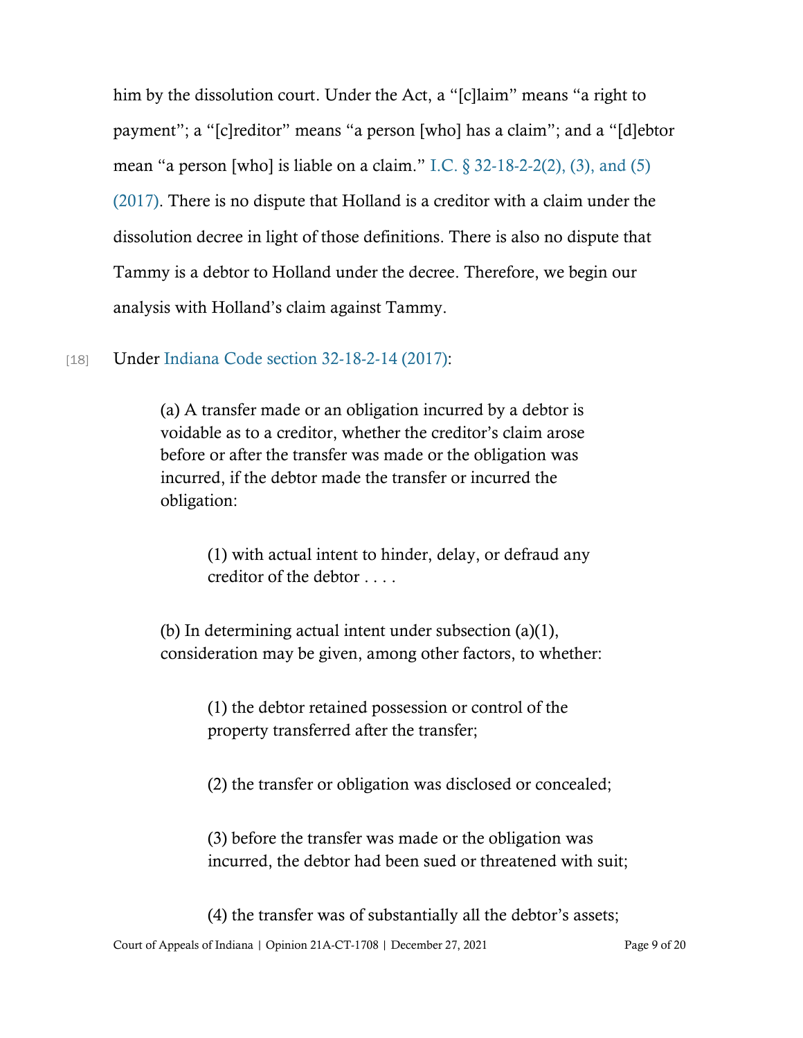him by the dissolution court. Under the Act, a "[c]laim" means "a right to payment"; a "[c]reditor" means "a person [who] has a claim"; and a "[d]ebtor mean "a person [who] is liable on a claim." I.C. § 32-18-2-2(2), (3), and (5) (2017). There is no dispute that Holland is a creditor with a claim under the dissolution decree in light of those definitions. There is also no dispute that Tammy is a debtor to Holland under the decree. Therefore, we begin our analysis with Holland's claim against Tammy.

[18] Under Indiana Code section 32-18-2-14 (2017):

> (a) A transfer made or an obligation incurred by a debtor is voidable as to a creditor, whether the creditor's claim arose before or after the transfer was made or the obligation was incurred, if the debtor made the transfer or incurred the obligation:
>
> > (1) with actual intent to hinder, delay, or defraud any creditor of the debtor . . . .
>
> (b) In determining actual intent under subsection (a)(1), consideration may be given, among other factors, to whether:
>
> > (1) the debtor retained possession or control of the property transferred after the transfer;
> >
> > (2) the transfer or obligation was disclosed or concealed;
> >
> > (3) before the transfer was made or the obligation was incurred, the debtor had been sued or threatened with suit;
> >
> > (4) the transfer was of substantially all the debtor's assets;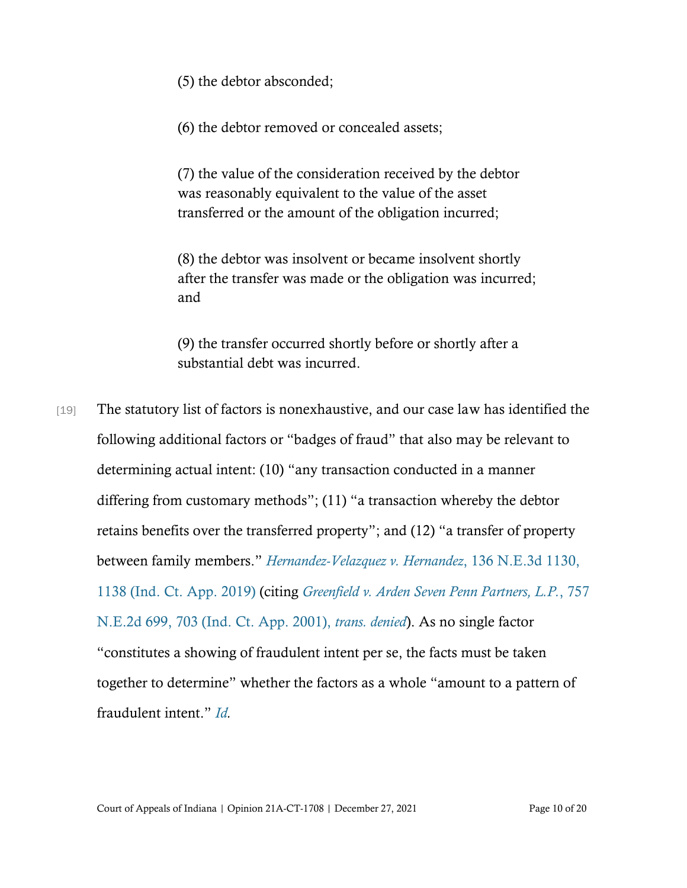> (5) the debtor absconded;
>
> (6) the debtor removed or concealed assets;
>
> (7) the value of the consideration received by the debtor was reasonably equivalent to the value of the asset transferred or the amount of the obligation incurred;
>
> (8) the debtor was insolvent or became insolvent shortly after the transfer was made or the obligation was incurred; and
>
> (9) the transfer occurred shortly before or shortly after a substantial debt was incurred.

[19] The statutory list of factors is nonexhaustive, and our case law has identified the following additional factors or "badges of fraud" that also may be relevant to determining actual intent: (10) "any transaction conducted in a manner differing from customary methods"; (11) "a transaction whereby the debtor retains benefits over the transferred property"; and (12) "a transfer of property between family members." *Hernandez-Velazquez v. Hernandez*, 136 N.E.3d 1130, 1138 (Ind. Ct. App. 2019) (citing *Greenfield v. Arden Seven Penn Partners, L.P.*, 757 N.E.2d 699, 703 (Ind. Ct. App. 2001), *trans. denied*). As no single factor "constitutes a showing of fraudulent intent per se, the facts must be taken together to determine" whether the factors as a whole "amount to a pattern of fraudulent intent." *Id.*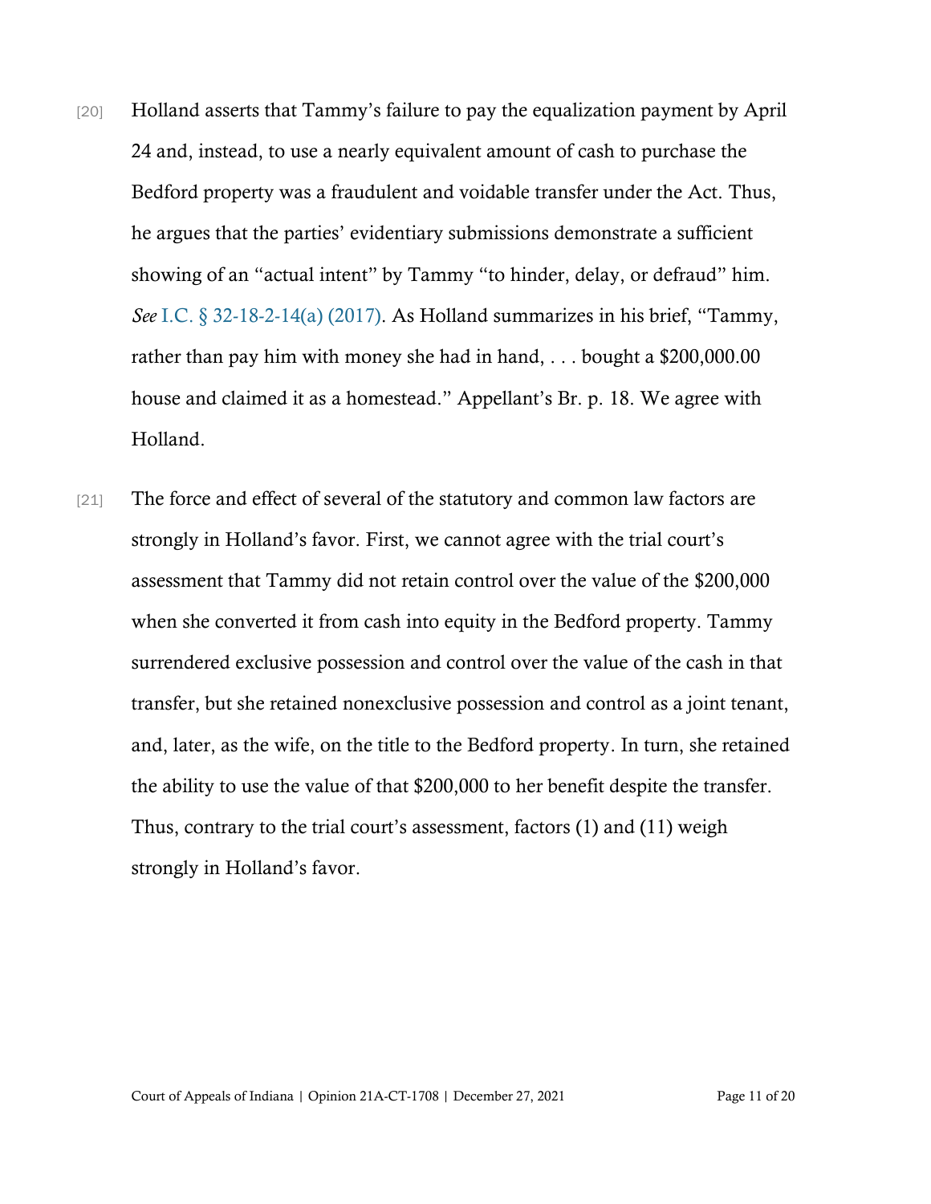[20] Holland asserts that Tammy's failure to pay the equalization payment by April 24 and, instead, to use a nearly equivalent amount of cash to purchase the Bedford property was a fraudulent and voidable transfer under the Act. Thus, he argues that the parties' evidentiary submissions demonstrate a sufficient showing of an "actual intent" by Tammy "to hinder, delay, or defraud" him. *See* I.C. § 32-18-2-14(a) (2017). As Holland summarizes in his brief, "Tammy, rather than pay him with money she had in hand, . . . bought a $200,000.00 house and claimed it as a homestead." Appellant's Br. p. 18. We agree with Holland.

[21] The force and effect of several of the statutory and common law factors are strongly in Holland's favor. First, we cannot agree with the trial court's assessment that Tammy did not retain control over the value of the $200,000 when she converted it from cash into equity in the Bedford property. Tammy surrendered exclusive possession and control over the value of the cash in that transfer, but she retained nonexclusive possession and control as a joint tenant, and, later, as the wife, on the title to the Bedford property. In turn, she retained the ability to use the value of that $200,000 to her benefit despite the transfer. Thus, contrary to the trial court's assessment, factors (1) and (11) weigh strongly in Holland's favor.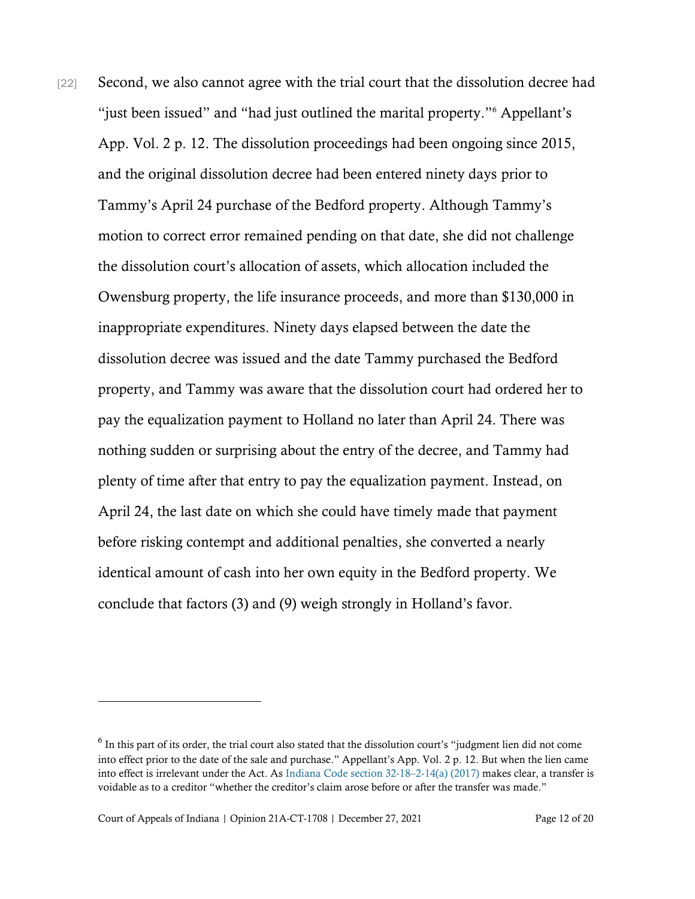[22] Second, we also cannot agree with the trial court that the dissolution decree had "just been issued" and "had just outlined the marital property."[6] Appellant's App. Vol. 2 p. 12. The dissolution proceedings had been ongoing since 2015, and the original dissolution decree had been entered ninety days prior to Tammy's April 24 purchase of the Bedford property. Although Tammy's motion to correct error remained pending on that date, she did not challenge the dissolution court's allocation of assets, which allocation included the Owensburg property, the life insurance proceeds, and more than $130,000 in inappropriate expenditures. Ninety days elapsed between the date the dissolution decree was issued and the date Tammy purchased the Bedford property, and Tammy was aware that the dissolution court had ordered her to pay the equalization payment to Holland no later than April 24. There was nothing sudden or surprising about the entry of the decree, and Tammy had plenty of time after that entry to pay the equalization payment. Instead, on April 24, the last date on which she could have timely made that payment before risking contempt and additional penalties, she converted a nearly identical amount of cash into her own equity in the Bedford property. We conclude that factors (3) and (9) weigh strongly in Holland's favor.

---

[6] In this part of its order, the trial court also stated that the dissolution court's "judgment lien did not come into effect prior to the date of the sale and purchase." Appellant's App. Vol. 2 p. 12. But when the lien came into effect is irrelevant under the Act. As Indiana Code section 32-18–2-14(a) (2017) makes clear, a transfer is voidable as to a creditor "whether the creditor's claim arose before or after the transfer was made."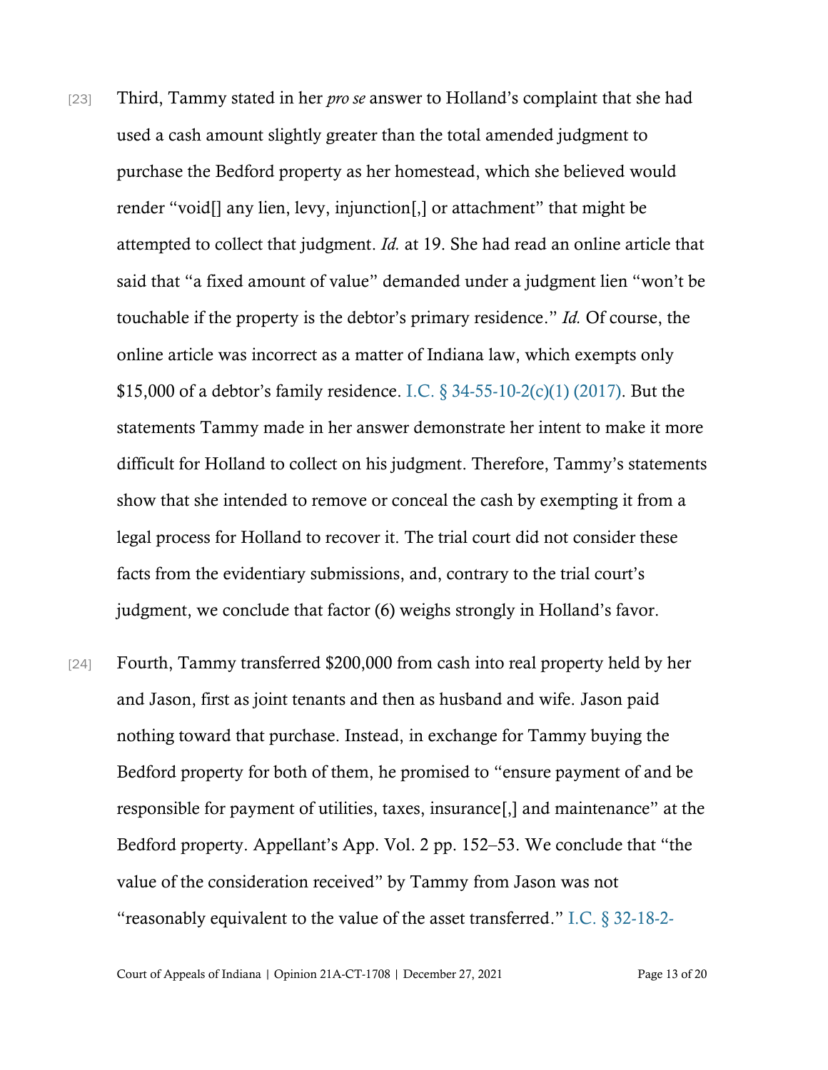[23] Third, Tammy stated in her *pro se* answer to Holland's complaint that she had used a cash amount slightly greater than the total amended judgment to purchase the Bedford property as her homestead, which she believed would render "void[] any lien, levy, injunction[,] or attachment" that might be attempted to collect that judgment. *Id.* at 19. She had read an online article that said that "a fixed amount of value" demanded under a judgment lien "won't be touchable if the property is the debtor's primary residence." *Id.* Of course, the online article was incorrect as a matter of Indiana law, which exempts only $15,000 of a debtor's family residence. I.C. § 34-55-10-2(c)(1) (2017). But the statements Tammy made in her answer demonstrate her intent to make it more difficult for Holland to collect on his judgment. Therefore, Tammy's statements show that she intended to remove or conceal the cash by exempting it from a legal process for Holland to recover it. The trial court did not consider these facts from the evidentiary submissions, and, contrary to the trial court's judgment, we conclude that factor (6) weighs strongly in Holland's favor.

[24] Fourth, Tammy transferred $200,000 from cash into real property held by her and Jason, first as joint tenants and then as husband and wife. Jason paid nothing toward that purchase. Instead, in exchange for Tammy buying the Bedford property for both of them, he promised to "ensure payment of and be responsible for payment of utilities, taxes, insurance[,] and maintenance" at the Bedford property. Appellant's App. Vol. 2 pp. 152–53. We conclude that "the value of the consideration received" by Tammy from Jason was not "reasonably equivalent to the value of the asset transferred." I.C. § 32-18-2-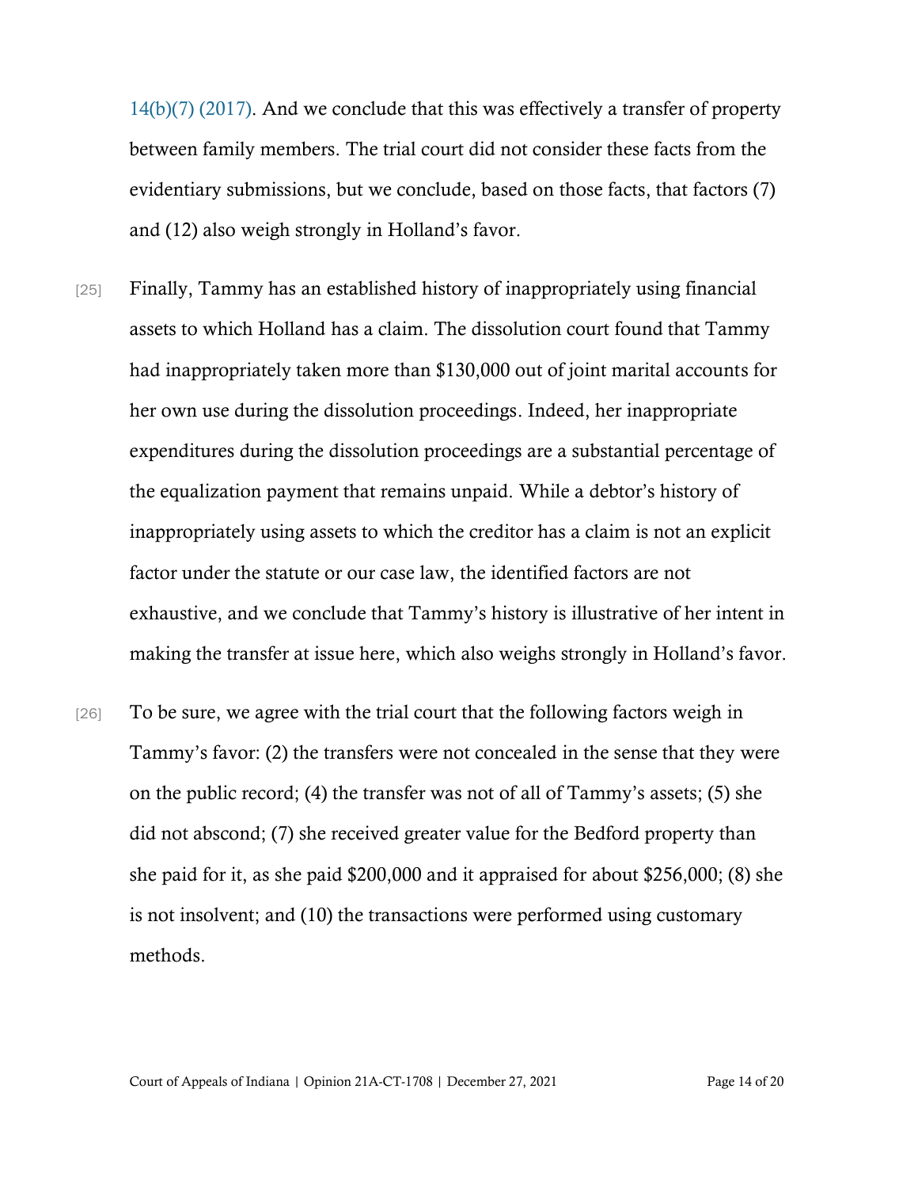14(b)(7) (2017). And we conclude that this was effectively a transfer of property between family members. The trial court did not consider these facts from the evidentiary submissions, but we conclude, based on those facts, that factors (7) and (12) also weigh strongly in Holland's favor.

[25] Finally, Tammy has an established history of inappropriately using financial assets to which Holland has a claim. The dissolution court found that Tammy had inappropriately taken more than $130,000 out of joint marital accounts for her own use during the dissolution proceedings. Indeed, her inappropriate expenditures during the dissolution proceedings are a substantial percentage of the equalization payment that remains unpaid. While a debtor's history of inappropriately using assets to which the creditor has a claim is not an explicit factor under the statute or our case law, the identified factors are not exhaustive, and we conclude that Tammy's history is illustrative of her intent in making the transfer at issue here, which also weighs strongly in Holland's favor.

[26] To be sure, we agree with the trial court that the following factors weigh in Tammy's favor: (2) the transfers were not concealed in the sense that they were on the public record; (4) the transfer was not of all of Tammy's assets; (5) she did not abscond; (7) she received greater value for the Bedford property than she paid for it, as she paid $200,000 and it appraised for about $256,000; (8) she is not insolvent; and (10) the transactions were performed using customary methods.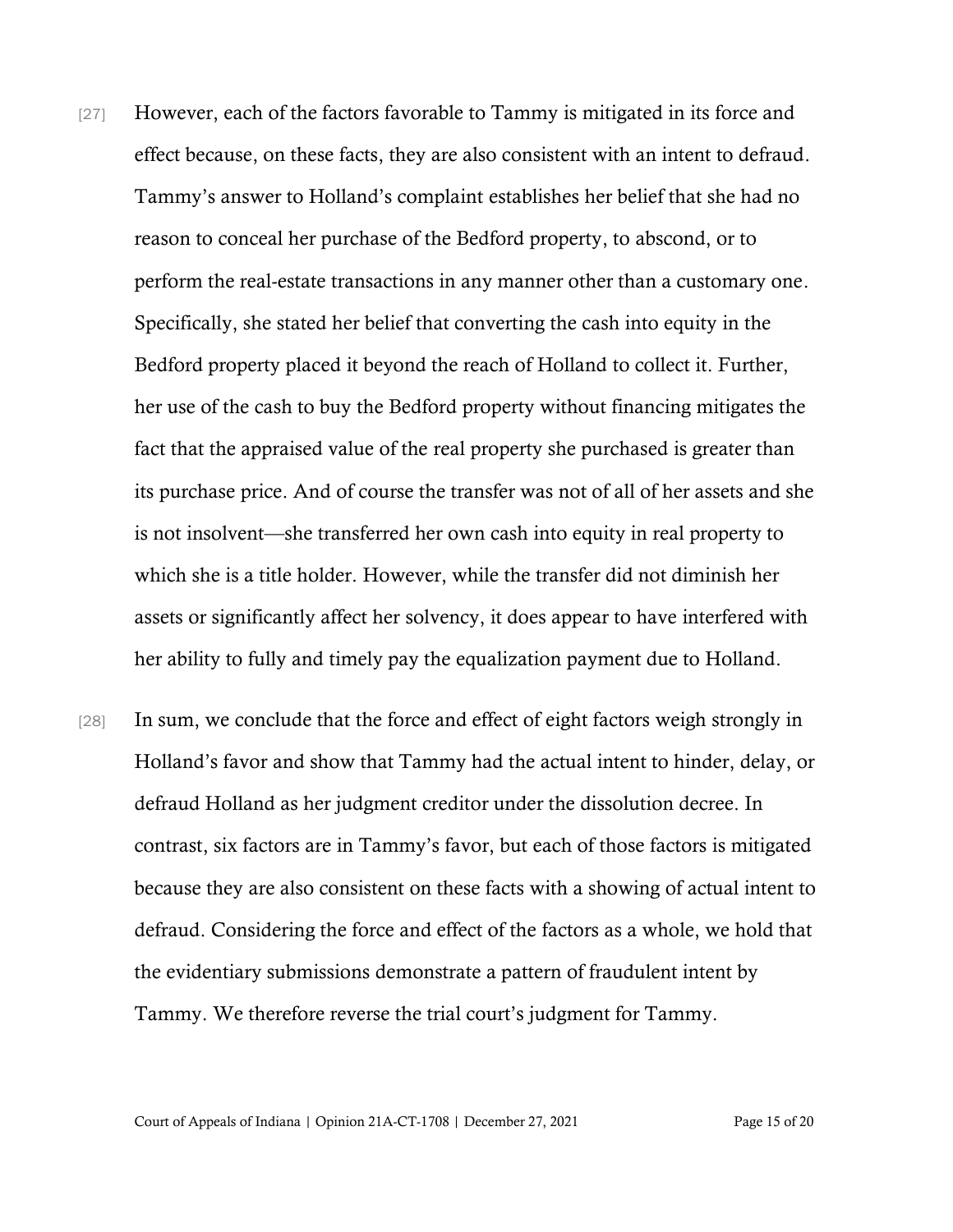[27] However, each of the factors favorable to Tammy is mitigated in its force and effect because, on these facts, they are also consistent with an intent to defraud. Tammy's answer to Holland's complaint establishes her belief that she had no reason to conceal her purchase of the Bedford property, to abscond, or to perform the real-estate transactions in any manner other than a customary one. Specifically, she stated her belief that converting the cash into equity in the Bedford property placed it beyond the reach of Holland to collect it. Further, her use of the cash to buy the Bedford property without financing mitigates the fact that the appraised value of the real property she purchased is greater than its purchase price. And of course the transfer was not of all of her assets and she is not insolvent—she transferred her own cash into equity in real property to which she is a title holder. However, while the transfer did not diminish her assets or significantly affect her solvency, it does appear to have interfered with her ability to fully and timely pay the equalization payment due to Holland.

[28] In sum, we conclude that the force and effect of eight factors weigh strongly in Holland's favor and show that Tammy had the actual intent to hinder, delay, or defraud Holland as her judgment creditor under the dissolution decree. In contrast, six factors are in Tammy's favor, but each of those factors is mitigated because they are also consistent on these facts with a showing of actual intent to defraud. Considering the force and effect of the factors as a whole, we hold that the evidentiary submissions demonstrate a pattern of fraudulent intent by Tammy. We therefore reverse the trial court's judgment for Tammy.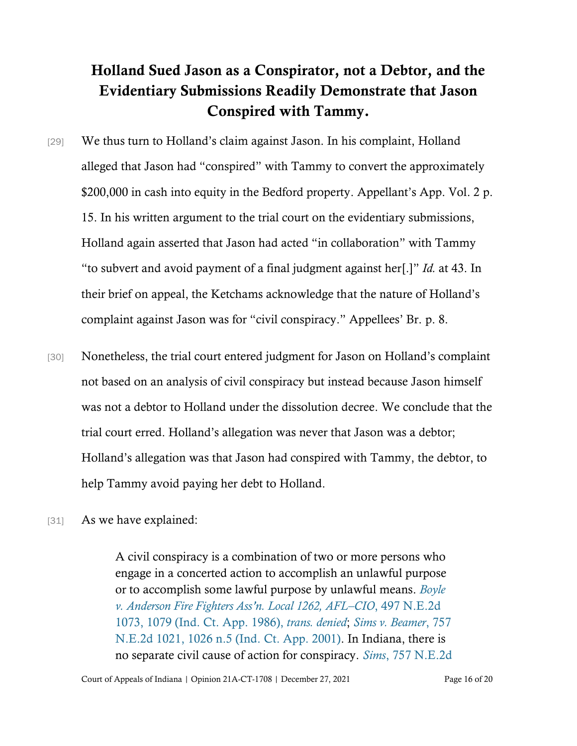## Holland Sued Jason as a Conspirator, not a Debtor, and the Evidentiary Submissions Readily Demonstrate that Jason Conspired with Tammy.

[29] We thus turn to Holland's claim against Jason. In his complaint, Holland alleged that Jason had "conspired" with Tammy to convert the approximately $200,000 in cash into equity in the Bedford property. Appellant's App. Vol. 2 p. 15. In his written argument to the trial court on the evidentiary submissions, Holland again asserted that Jason had acted "in collaboration" with Tammy "to subvert and avoid payment of a final judgment against her[.]" *Id.* at 43. In their brief on appeal, the Ketchams acknowledge that the nature of Holland's complaint against Jason was for "civil conspiracy." Appellees' Br. p. 8.

[30] Nonetheless, the trial court entered judgment for Jason on Holland's complaint not based on an analysis of civil conspiracy but instead because Jason himself was not a debtor to Holland under the dissolution decree. We conclude that the trial court erred. Holland's allegation was never that Jason was a debtor; Holland's allegation was that Jason had conspired with Tammy, the debtor, to help Tammy avoid paying her debt to Holland.

[31] As we have explained:

> A civil conspiracy is a combination of two or more persons who engage in a concerted action to accomplish an unlawful purpose or to accomplish some lawful purpose by unlawful means. *Boyle v. Anderson Fire Fighters Ass'n. Local 1262, AFL–CIO*, 497 N.E.2d 1073, 1079 (Ind. Ct. App. 1986), *trans. denied*; *Sims v. Beamer*, 757 N.E.2d 1021, 1026 n.5 (Ind. Ct. App. 2001). In Indiana, there is no separate civil cause of action for conspiracy. *Sims*, 757 N.E.2d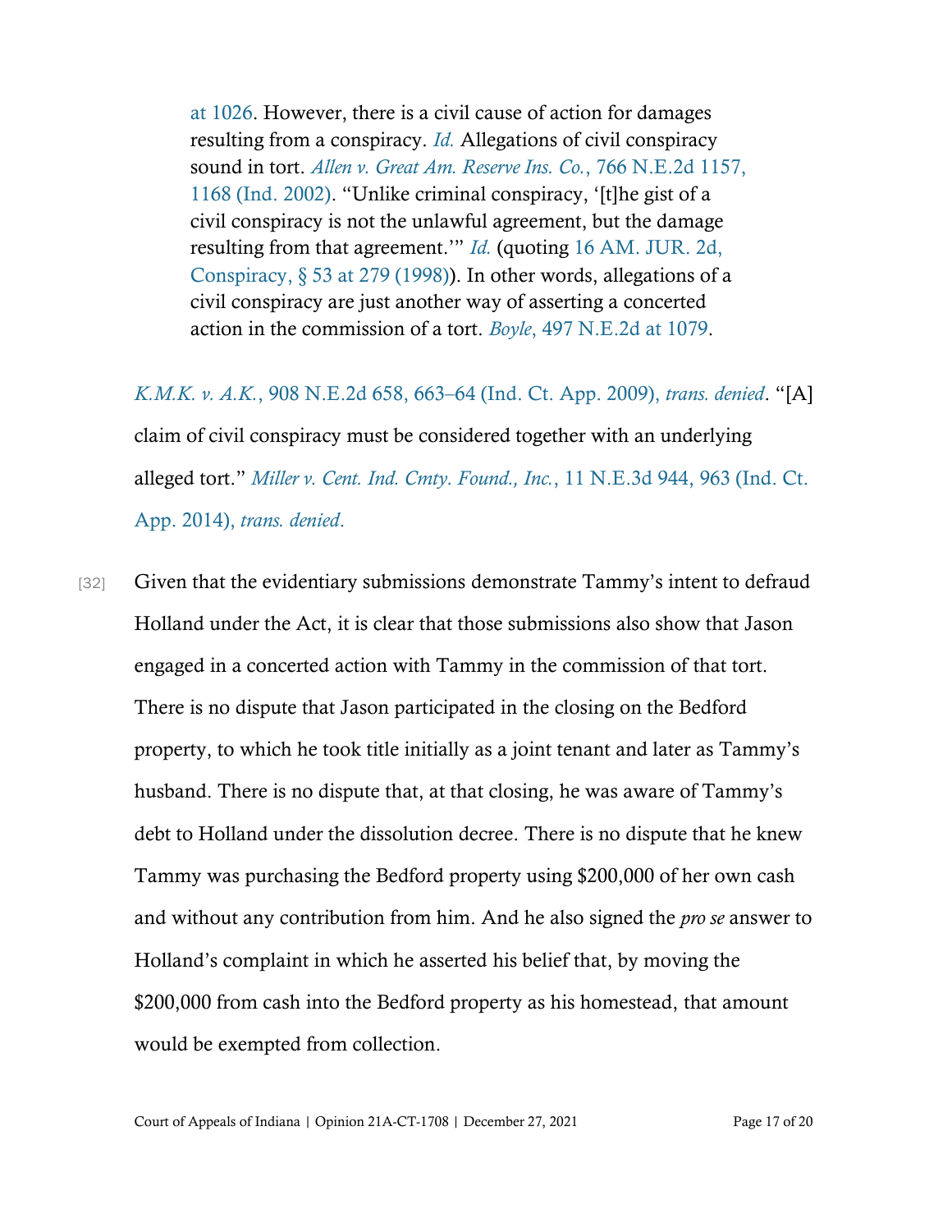> at 1026. However, there is a civil cause of action for damages resulting from a conspiracy. *Id.* Allegations of civil conspiracy sound in tort. *Allen v. Great Am. Reserve Ins. Co.*, 766 N.E.2d 1157, 1168 (Ind. 2002). "Unlike criminal conspiracy, '[t]he gist of a civil conspiracy is not the unlawful agreement, but the damage resulting from that agreement.'" *Id.* (quoting 16 AM. JUR. 2d, Conspiracy, § 53 at 279 (1998)). In other words, allegations of a civil conspiracy are just another way of asserting a concerted action in the commission of a tort. *Boyle*, 497 N.E.2d at 1079.

*K.M.K. v. A.K.*, 908 N.E.2d 658, 663–64 (Ind. Ct. App. 2009), *trans. denied*. "[A] claim of civil conspiracy must be considered together with an underlying alleged tort." *Miller v. Cent. Ind. Cmty. Found., Inc.*, 11 N.E.3d 944, 963 (Ind. Ct. App. 2014), *trans. denied*.

[32] Given that the evidentiary submissions demonstrate Tammy's intent to defraud Holland under the Act, it is clear that those submissions also show that Jason engaged in a concerted action with Tammy in the commission of that tort. There is no dispute that Jason participated in the closing on the Bedford property, to which he took title initially as a joint tenant and later as Tammy's husband. There is no dispute that, at that closing, he was aware of Tammy's debt to Holland under the dissolution decree. There is no dispute that he knew Tammy was purchasing the Bedford property using $200,000 of her own cash and without any contribution from him. And he also signed the *pro se* answer to Holland's complaint in which he asserted his belief that, by moving the $200,000 from cash into the Bedford property as his homestead, that amount would be exempted from collection.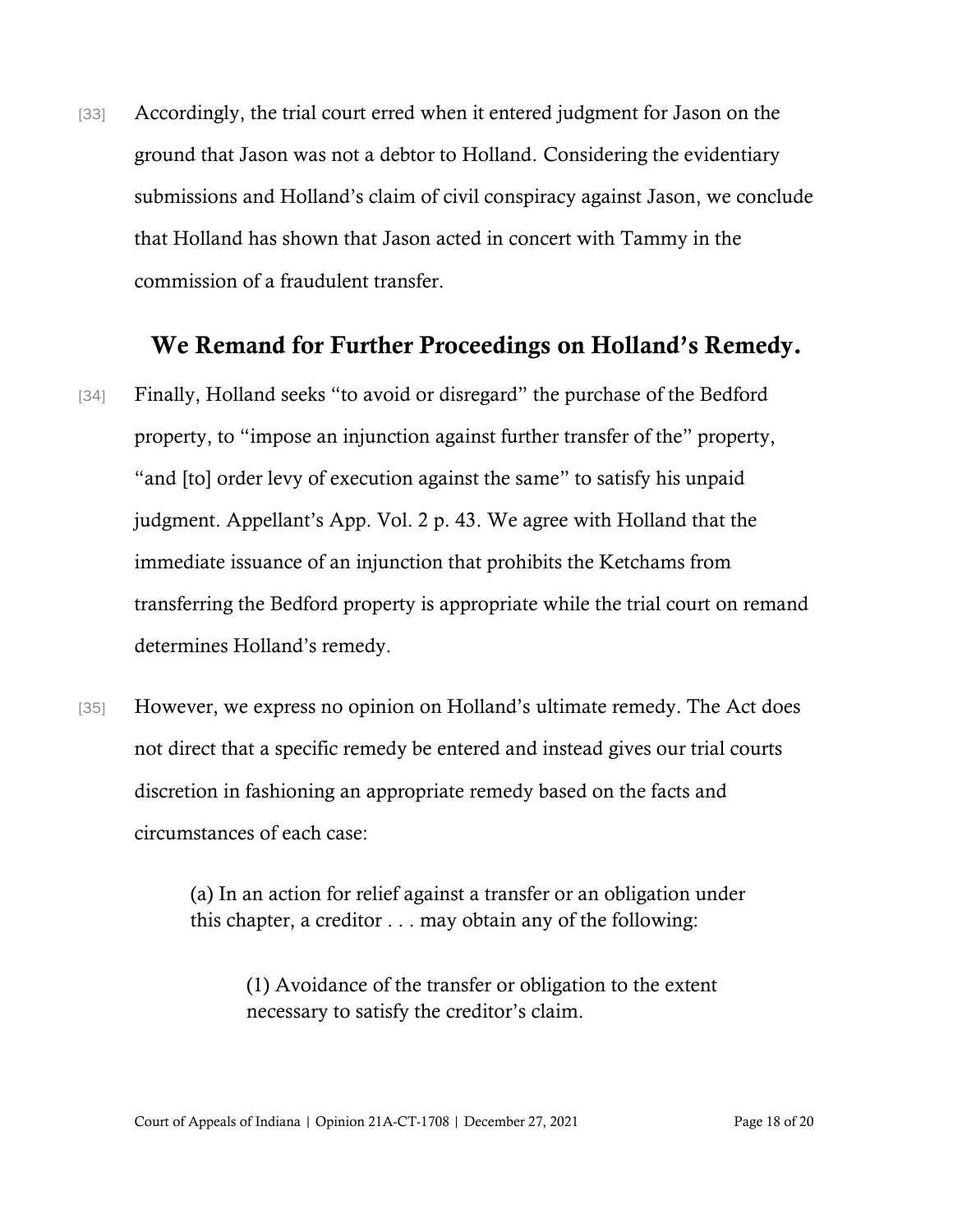[33] Accordingly, the trial court erred when it entered judgment for Jason on the ground that Jason was not a debtor to Holland. Considering the evidentiary submissions and Holland's claim of civil conspiracy against Jason, we conclude that Holland has shown that Jason acted in concert with Tammy in the commission of a fraudulent transfer.

## We Remand for Further Proceedings on Holland's Remedy.

[34] Finally, Holland seeks "to avoid or disregard" the purchase of the Bedford property, to "impose an injunction against further transfer of the" property, "and [to] order levy of execution against the same" to satisfy his unpaid judgment. Appellant's App. Vol. 2 p. 43. We agree with Holland that the immediate issuance of an injunction that prohibits the Ketchams from transferring the Bedford property is appropriate while the trial court on remand determines Holland's remedy.

[35] However, we express no opinion on Holland's ultimate remedy. The Act does not direct that a specific remedy be entered and instead gives our trial courts discretion in fashioning an appropriate remedy based on the facts and circumstances of each case:

> (a) In an action for relief against a transfer or an obligation under this chapter, a creditor . . . may obtain any of the following:
>
> > (1) Avoidance of the transfer or obligation to the extent necessary to satisfy the creditor's claim.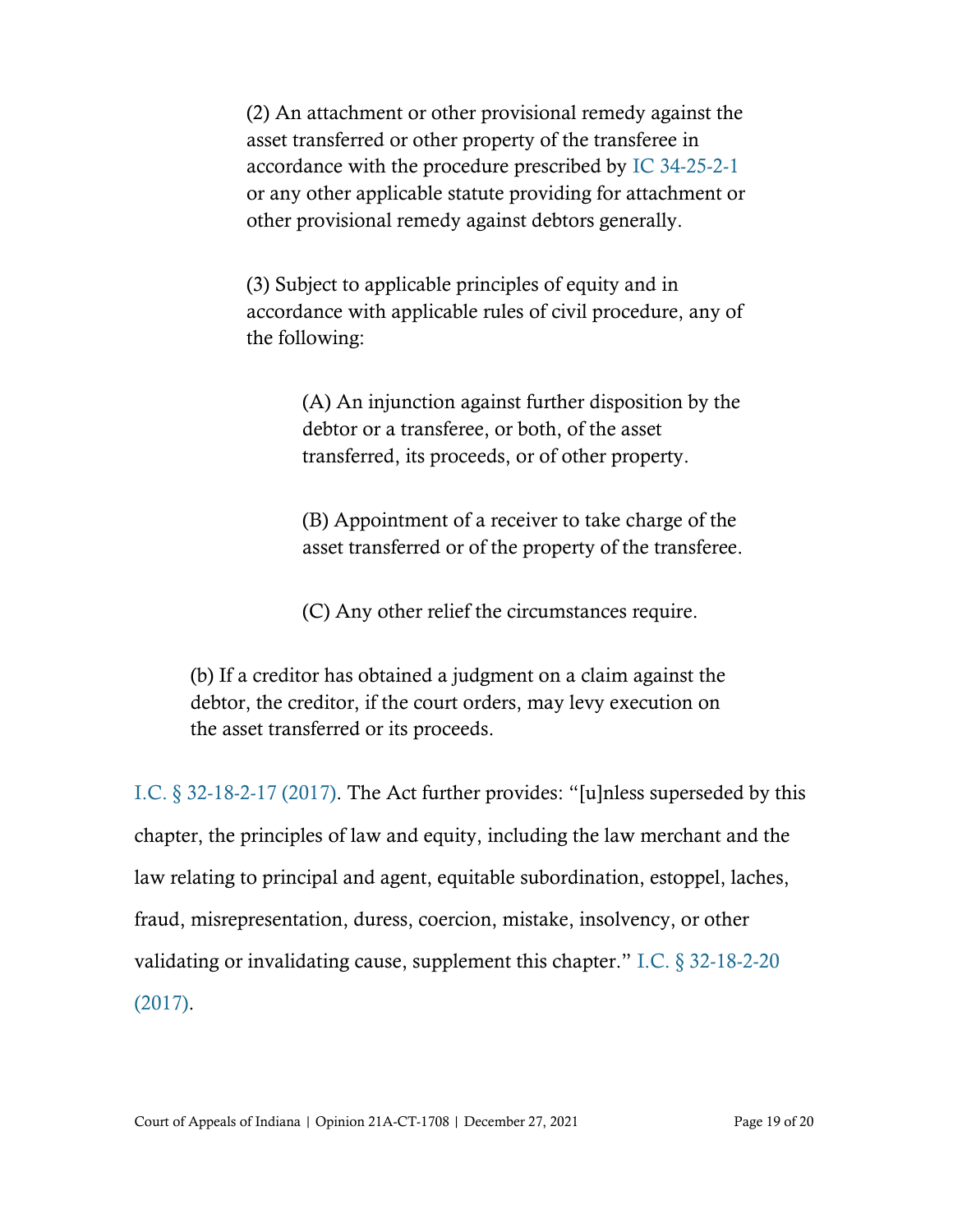> (2) An attachment or other provisional remedy against the asset transferred or other property of the transferee in accordance with the procedure prescribed by IC 34-25-2-1 or any other applicable statute providing for attachment or other provisional remedy against debtors generally.
>
> (3) Subject to applicable principles of equity and in accordance with applicable rules of civil procedure, any of the following:
>
> > (A) An injunction against further disposition by the debtor or a transferee, or both, of the asset transferred, its proceeds, or of other property.
> >
> > (B) Appointment of a receiver to take charge of the asset transferred or of the property of the transferee.
> >
> > (C) Any other relief the circumstances require.
>
> (b) If a creditor has obtained a judgment on a claim against the debtor, the creditor, if the court orders, may levy execution on the asset transferred or its proceeds.

I.C. § 32-18-2-17 (2017). The Act further provides: "[u]nless superseded by this chapter, the principles of law and equity, including the law merchant and the law relating to principal and agent, equitable subordination, estoppel, laches, fraud, misrepresentation, duress, coercion, mistake, insolvency, or other validating or invalidating cause, supplement this chapter." I.C. § 32-18-2-20 (2017).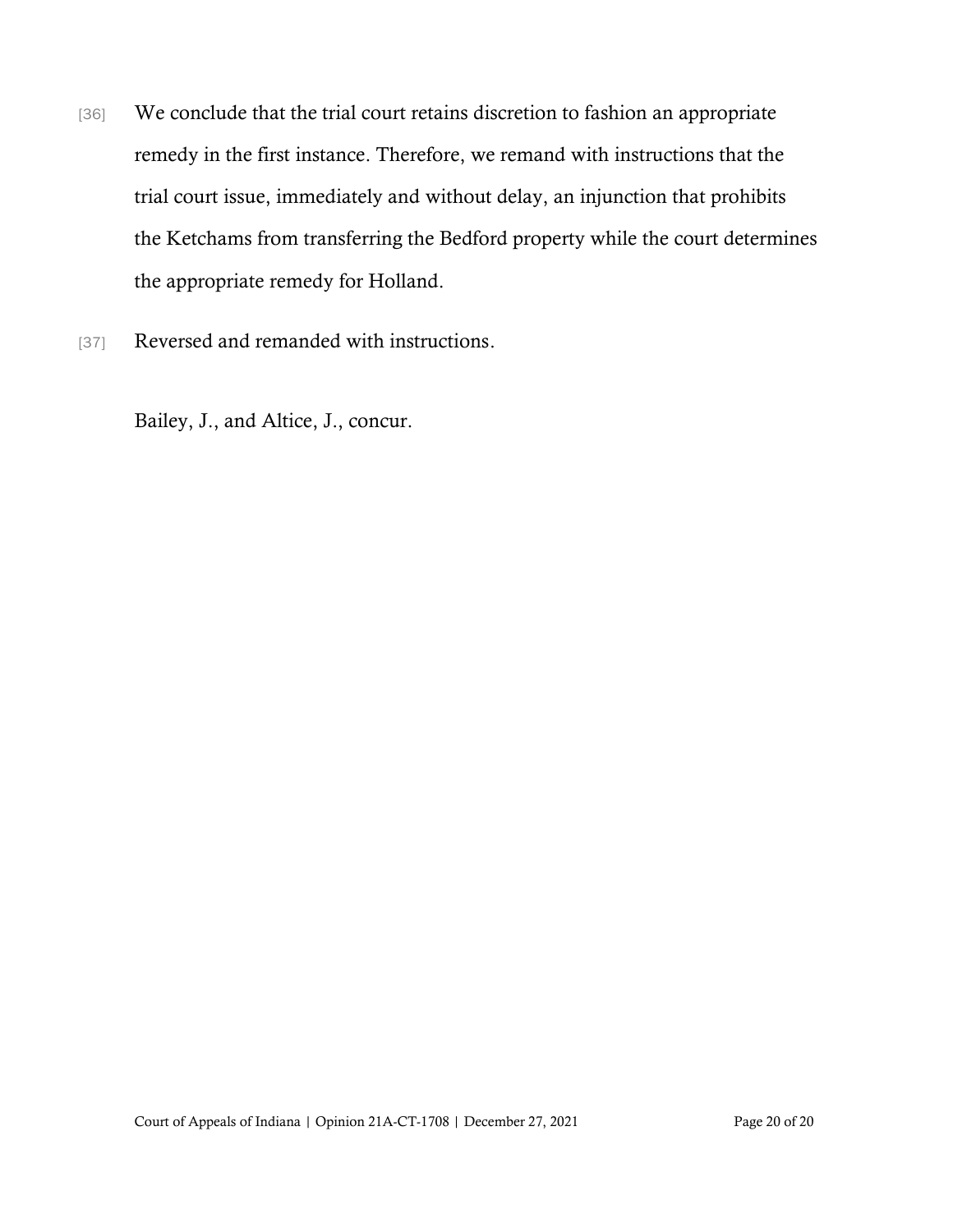[36] We conclude that the trial court retains discretion to fashion an appropriate remedy in the first instance. Therefore, we remand with instructions that the trial court issue, immediately and without delay, an injunction that prohibits the Ketchams from transferring the Bedford property while the court determines the appropriate remedy for Holland.

[37] Reversed and remanded with instructions.

Bailey, J., and Altice, J., concur.